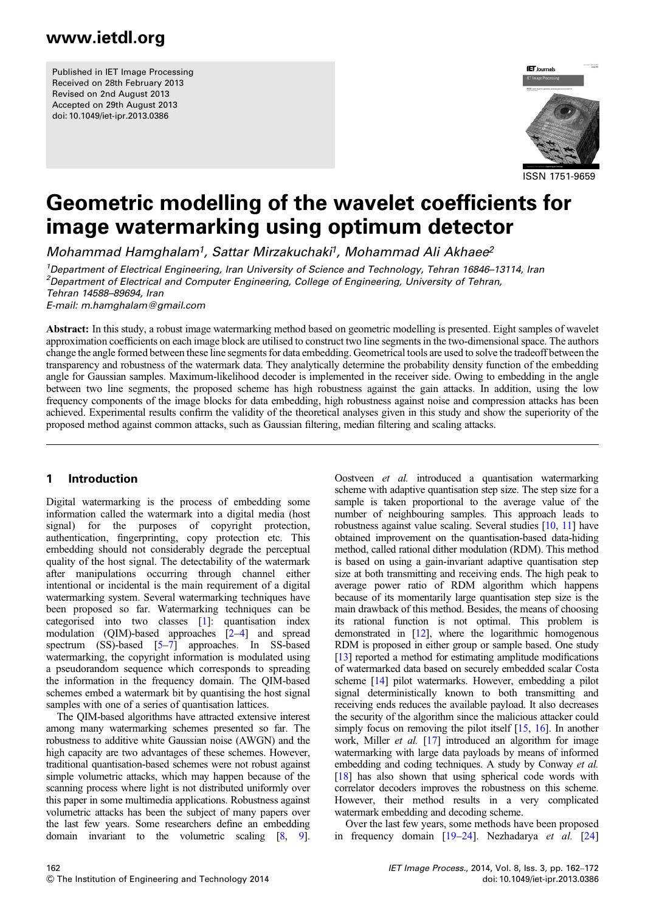www.ietdl.org

Published in IET Image Processing
Received on 28th February 2013
Revised on 2nd August 2013
Accepted on 29th August 2013
doi: 10.1049/iet-ipr.2013.0386

ISSN 1751-9659

# Geometric modelling of the wavelet coefficients for image watermarking using optimum detector

Mohammad Hamghalam[1], Sattar Mirzakuchaki[1], Mohammad Ali Akhaee[2]

[1]Department of Electrical Engineering, Iran University of Science and Technology, Tehran 16846–13114, Iran
[2]Department of Electrical and Computer Engineering, College of Engineering, University of Tehran, Tehran 14588–89694, Iran
E-mail: m.hamghalam@gmail.com

**Abstract:** In this study, a robust image watermarking method based on geometric modelling is presented. Eight samples of wavelet approximation coefficients on each image block are utilised to construct two line segments in the two-dimensional space. The authors change the angle formed between these line segments for data embedding. Geometrical tools are used to solve the tradeoff between the transparency and robustness of the watermark data. They analytically determine the probability density function of the embedding angle for Gaussian samples. Maximum-likelihood decoder is implemented in the receiver side. Owing to embedding in the angle between two line segments, the proposed scheme has high robustness against the gain attacks. In addition, using the low frequency components of the image blocks for data embedding, high robustness against noise and compression attacks has been achieved. Experimental results confirm the validity of the theoretical analyses given in this study and show the superiority of the proposed method against common attacks, such as Gaussian filtering, median filtering and scaling attacks.

## 1 Introduction

Digital watermarking is the process of embedding some information called the watermark into a digital media (host signal) for the purposes of copyright protection, authentication, fingerprinting, copy protection etc. This embedding should not considerably degrade the perceptual quality of the host signal. The detectability of the watermark after manipulations occurring through channel either intentional or incidental is the main requirement of a digital watermarking system. Several watermarking techniques have been proposed so far. Watermarking techniques can be categorised into two classes [1]: quantisation index modulation (QIM)-based approaches [2–4] and spread spectrum (SS)-based [5–7] approaches. In SS-based watermarking, the copyright information is modulated using a pseudorandom sequence which corresponds to spreading the information in the frequency domain. The QIM-based schemes embed a watermark bit by quantising the host signal samples with one of a series of quantisation lattices.

The QIM-based algorithms have attracted extensive interest among many watermarking schemes presented so far. The robustness to additive white Gaussian noise (AWGN) and the high capacity are two advantages of these schemes. However, traditional quantisation-based schemes were not robust against simple volumetric attacks, which may happen because of the scanning process where light is not distributed uniformly over this paper in some multimedia applications. Robustness against volumetric attacks has been the subject of many papers over the last few years. Some researchers define an embedding domain invariant to the volumetric scaling [8, 9]. Oostveen *et al.* introduced a quantisation watermarking scheme with adaptive quantisation step size. The step size for a sample is taken proportional to the average value of the number of neighbouring samples. This approach leads to robustness against value scaling. Several studies [10, 11] have obtained improvement on the quantisation-based data-hiding method, called rational dither modulation (RDM). This method is based on using a gain-invariant adaptive quantisation step size at both transmitting and receiving ends. The high peak to average power ratio of RDM algorithm which happens because of its momentarily large quantisation step size is the main drawback of this method. Besides, the means of choosing its rational function is not optimal. This problem is demonstrated in [12], where the logarithmic homogenous RDM is proposed in either group or sample based. One study [13] reported a method for estimating amplitude modifications of watermarked data based on securely embedded scalar Costa scheme [14] pilot watermarks. However, embedding a pilot signal deterministically known to both transmitting and receiving ends reduces the available payload. It also decreases the security of the algorithm since the malicious attacker could simply focus on removing the pilot itself [15, 16]. In another work, Miller *et al.* [17] introduced an algorithm for image watermarking with large data payloads by means of informed embedding and coding techniques. A study by Conway *et al.* [18] has also shown that using spherical code words with correlator decoders improves the robustness on this scheme. However, their method results in a very complicated watermark embedding and decoding scheme.

Over the last few years, some methods have been proposed in frequency domain [19–24]. Nezhadarya *et al.* [24]

© The Institution of Engineering and Technology 2014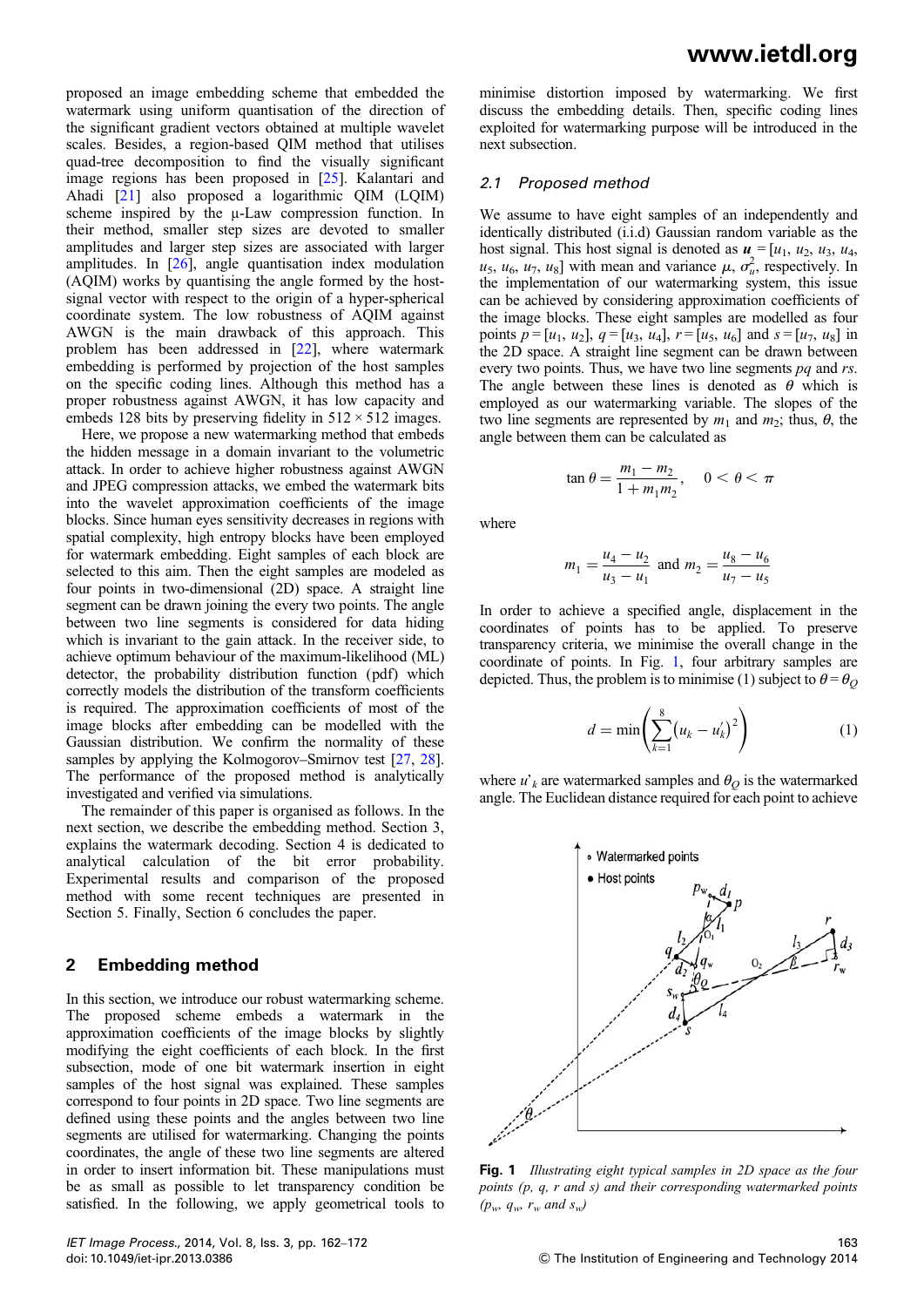proposed an image embedding scheme that embedded the watermark using uniform quantisation of the direction of the significant gradient vectors obtained at multiple wavelet scales. Besides, a region-based QIM method that utilises quad-tree decomposition to find the visually significant image regions has been proposed in [25]. Kalantari and Ahadi [21] also proposed a logarithmic QIM (LQIM) scheme inspired by the μ-Law compression function. In their method, smaller step sizes are devoted to smaller amplitudes and larger step sizes are associated with larger amplitudes. In [26], angle quantisation index modulation (AQIM) works by quantising the angle formed by the host-signal vector with respect to the origin of a hyper-spherical coordinate system. The low robustness of AQIM against AWGN is the main drawback of this approach. This problem has been addressed in [22], where watermark embedding is performed by projection of the host samples on the specific coding lines. Although this method has a proper robustness against AWGN, it has low capacity and embeds 128 bits by preserving fidelity in 512 × 512 images.

Here, we propose a new watermarking method that embeds the hidden message in a domain invariant to the volumetric attack. In order to achieve higher robustness against AWGN and JPEG compression attacks, we embed the watermark bits into the wavelet approximation coefficients of the image blocks. Since human eyes sensitivity decreases in regions with spatial complexity, high entropy blocks have been employed for watermark embedding. Eight samples of each block are selected to this aim. Then the eight samples are modeled as four points in two-dimensional (2D) space. A straight line segment can be drawn joining the every two points. The angle between two line segments is considered for data hiding which is invariant to the gain attack. In the receiver side, to achieve optimum behaviour of the maximum-likelihood (ML) detector, the probability distribution function (pdf) which correctly models the distribution of the transform coefficients is required. The approximation coefficients of most of the image blocks after embedding can be modelled with the Gaussian distribution. We confirm the normality of these samples by applying the Kolmogorov–Smirnov test [27, 28]. The performance of the proposed method is analytically investigated and verified via simulations.

The remainder of this paper is organised as follows. In the next section, we describe the embedding method. Section 3, explains the watermark decoding. Section 4 is dedicated to analytical calculation of the bit error probability. Experimental results and comparison of the proposed method with some recent techniques are presented in Section 5. Finally, Section 6 concludes the paper.

## 2 Embedding method

In this section, we introduce our robust watermarking scheme. The proposed scheme embeds a watermark in the approximation coefficients of the image blocks by slightly modifying the eight coefficients of each block. In the first subsection, mode of one bit watermark insertion in eight samples of the host signal was explained. These samples correspond to four points in 2D space. Two line segments are defined using these points and the angles between two line segments are utilised for watermarking. Changing the points coordinates, the angle of these two line segments are altered in order to insert information bit. These manipulations must be as small as possible to let transparency condition be satisfied. In the following, we apply geometrical tools to minimise distortion imposed by watermarking. We first discuss the embedding details. Then, specific coding lines exploited for watermarking purpose will be introduced in the next subsection.

### 2.1 Proposed method

We assume to have eight samples of an independently and identically distributed (i.i.d) Gaussian random variable as the host signal. This host signal is denoted as $\boldsymbol{u} = [u_1, u_2, u_3, u_4, u_5, u_6, u_7, u_8]$ with mean and variance $\mu$, $\sigma_u^2$, respectively. In the implementation of our watermarking system, this issue can be achieved by considering approximation coefficients of the image blocks. These eight samples are modelled as four points $p = [u_1, u_2]$, $q = [u_3, u_4]$, $r = [u_5, u_6]$ and $s = [u_7, u_8]$ in the 2D space. A straight line segment can be drawn between every two points. Thus, we have two line segments $pq$ and $rs$. The angle between these lines is denoted as $\theta$ which is employed as our watermarking variable. The slopes of the two line segments are represented by $m_1$ and $m_2$; thus, $\theta$, the angle between them can be calculated as

$$\tan\theta = \frac{m_1 - m_2}{1 + m_1 m_2}, \quad 0 < \theta < \pi$$

where

$$m_1 = \frac{u_4 - u_2}{u_3 - u_1} \text{ and } m_2 = \frac{u_8 - u_6}{u_7 - u_5}$$

In order to achieve a specified angle, displacement in the coordinates of points has to be applied. To preserve transparency criteria, we minimise the overall change in the coordinate of points. In Fig. 1, four arbitrary samples are depicted. Thus, the problem is to minimise (1) subject to $\theta = \theta_Q$

$$d = \min\left(\sum_{k=1}^{8} \left(u_k - u'_k\right)^2\right) \tag{1}$$

where $u'_k$ are watermarked samples and $\theta_Q$ is the watermarked angle. The Euclidean distance required for each point to achieve

**Fig. 1** *Illustrating eight typical samples in 2D space as the four points (p, q, r and s) and their corresponding watermarked points ($p_w$, $q_w$, $r_w$ and $s_w$)*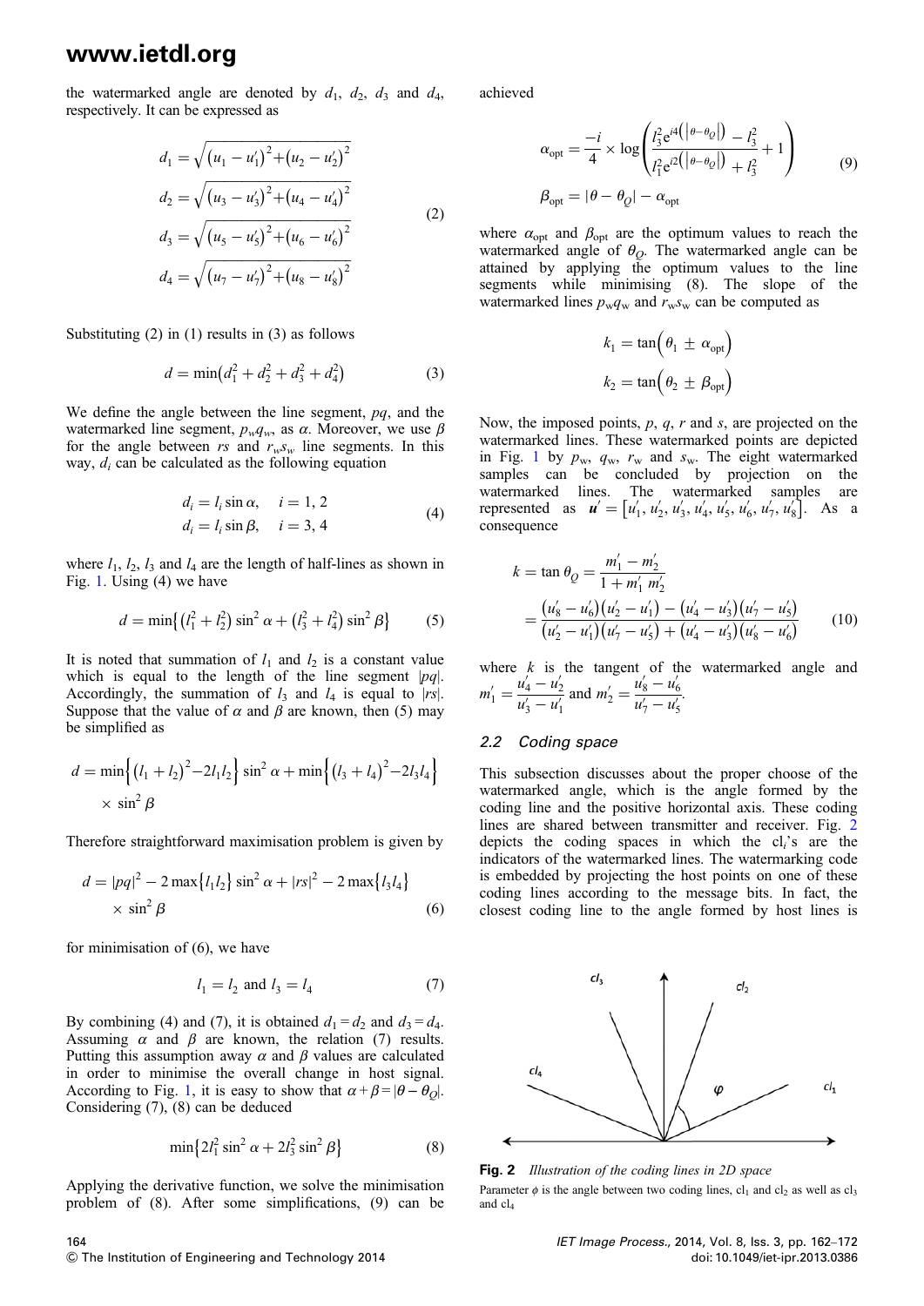the watermarked angle are denoted by $d_1$, $d_2$, $d_3$ and $d_4$, respectively. It can be expressed as

$$
\begin{aligned}
d_1 &= \sqrt{\left(u_1 - u_1'\right)^2 + \left(u_2 - u_2'\right)^2} \\
d_2 &= \sqrt{\left(u_3 - u_3'\right)^2 + \left(u_4 - u_4'\right)^2} \\
d_3 &= \sqrt{\left(u_5 - u_5'\right)^2 + \left(u_6 - u_6'\right)^2} \\
d_4 &= \sqrt{\left(u_7 - u_7'\right)^2 + \left(u_8 - u_8'\right)^2}
\end{aligned}
\tag{2}
$$

Substituting (2) in (1) results in (3) as follows

$$
d = \min\left(d_1^2 + d_2^2 + d_3^2 + d_4^2\right) \tag{3}
$$

We define the angle between the line segment, $pq$, and the watermarked line segment, $p_wq_w$, as $\alpha$. Moreover, we use $\beta$ for the angle between $rs$ and $r_ws_w$ line segments. In this way, $d_i$ can be calculated as the following equation

$$
\begin{aligned}
d_i &= l_i \sin\alpha, \quad i = 1, 2 \\
d_i &= l_i \sin\beta, \quad i = 3, 4
\end{aligned}
\tag{4}
$$

where $l_1$, $l_2$, $l_3$ and $l_4$ are the length of half-lines as shown in Fig. 1. Using (4) we have

$$
d = \min\left\{\left(l_1^2 + l_2^2\right)\sin^2\alpha + \left(l_3^2 + l_4^2\right)\sin^2\beta\right\} \tag{5}
$$

It is noted that summation of $l_1$ and $l_2$ is a constant value which is equal to the length of the line segment $|pq|$. Accordingly, the summation of $l_3$ and $l_4$ is equal to $|rs|$. Suppose that the value of $\alpha$ and $\beta$ are known, then (5) may be simplified as

$$
d = \min\left\{\left(l_1 + l_2\right)^2 - 2l_1l_2\right\}\sin^2\alpha + \min\left\{\left(l_3 + l_4\right)^2 - 2l_3l_4\right\} \times \sin^2\beta
$$

Therefore straightforward maximisation problem is given by

$$
d = |pq|^2 - 2\max\left\{l_1l_2\right\}\sin^2\alpha + |rs|^2 - 2\max\left\{l_3l_4\right\} \times \sin^2\beta \tag{6}
$$

for minimisation of (6), we have

$$
l_1 = l_2 \text{ and } l_3 = l_4 \tag{7}
$$

By combining (4) and (7), it is obtained $d_1 = d_2$ and $d_3 = d_4$. Assuming $\alpha$ and $\beta$ are known, the relation (7) results. Putting this assumption away $\alpha$ and $\beta$ values are calculated in order to minimise the overall change in host signal. According to Fig. 1, it is easy to show that $\alpha + \beta = |\theta - \theta_Q|$. Considering (7), (8) can be deduced

$$
\min\left\{2l_1^2\sin^2\alpha + 2l_3^2\sin^2\beta\right\} \tag{8}
$$

Applying the derivative function, we solve the minimisation problem of (8). After some simplifications, (9) can be achieved

$$
\begin{aligned}
\alpha_{\text{opt}} &= \frac{-i}{4} \times \log\left(\frac{l_3^2 e^{i4\left(|\theta - \theta_Q|\right)} - l_3^2}{l_1^2 e^{i2\left(|\theta - \theta_Q|\right)} + l_3^2} + 1\right) \\
\beta_{\text{opt}} &= |\theta - \theta_Q| - \alpha_{\text{opt}}
\end{aligned}
\tag{9}
$$

where $\alpha_{\text{opt}}$ and $\beta_{\text{opt}}$ are the optimum values to reach the watermarked angle of $\theta_Q$. The watermarked angle can be attained by applying the optimum values to the line segments while minimising (8). The slope of the watermarked lines $p_wq_w$ and $r_ws_w$ can be computed as

$$
\begin{aligned}
k_1 &= \tan\left(\theta_1 \pm \alpha_{\text{opt}}\right) \\
k_2 &= \tan\left(\theta_2 \pm \beta_{\text{opt}}\right)
\end{aligned}
$$

Now, the imposed points, $p$, $q$, $r$ and $s$, are projected on the watermarked lines. These watermarked points are depicted in Fig. 1 by $p_w$, $q_w$, $r_w$ and $s_w$. The eight watermarked samples can be concluded by projection on the watermarked lines. The watermarked samples are represented as $\boldsymbol{u}' = \left[u_1', u_2', u_3', u_4', u_5', u_6', u_7', u_8'\right]$. As a consequence

$$
\begin{aligned}
k = \tan\theta_Q &= \frac{m_1' - m_2'}{1 + m_1'm_2'} \\
&= \frac{\left(u_8' - u_6'\right)\left(u_2' - u_1'\right) - \left(u_4' - u_3'\right)\left(u_7' - u_5'\right)}{\left(u_2' - u_1'\right)\left(u_7' - u_5'\right) + \left(u_4' - u_3'\right)\left(u_8' - u_6'\right)}
\end{aligned}
\tag{10}
$$

where $k$ is the tangent of the watermarked angle and $m_1' = \dfrac{u_4' - u_2'}{u_3' - u_1'}$ and $m_2' = \dfrac{u_8' - u_6'}{u_7' - u_5'}$.

### 2.2 Coding space

This subsection discusses about the proper choose of the watermarked angle, which is the angle formed by the coding line and the positive horizontal axis. These coding lines are shared between transmitter and receiver. Fig. 2 depicts the coding spaces in which the $\text{cl}_i$'s are the indicators of the watermarked lines. The watermarking code is embedded by projecting the host points on one of these coding lines according to the message bits. In fact, the closest coding line to the angle formed by host lines is

**Fig. 2** *Illustration of the coding lines in 2D space*

Parameter $\phi$ is the angle between two coding lines, $\text{cl}_1$ and $\text{cl}_2$ as well as $\text{cl}_3$ and $\text{cl}_4$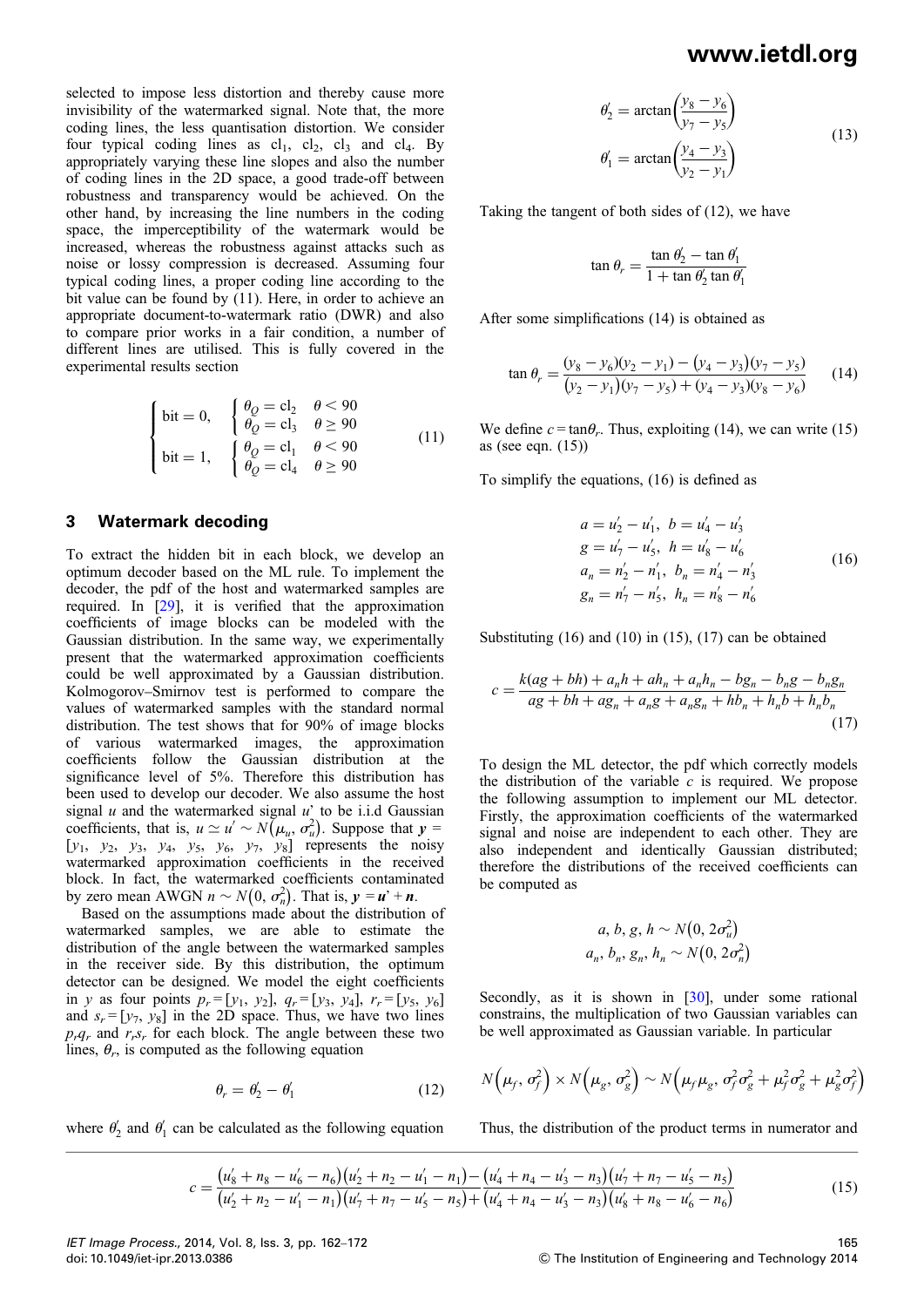selected to impose less distortion and thereby cause more invisibility of the watermarked signal distortion. Note that, the more coding lines, the less quantisation distortion. We consider four typical coding lines as $\text{cl}_1$, $\text{cl}_2$, $\text{cl}_3$ and $\text{cl}_4$. By appropriately varying these line slopes and also the number of coding lines in the 2D space, a good trade-off between robustness and transparency would be achieved. On the other hand, by increasing the line numbers in the coding space, the imperceptibility of the watermark would be increased, whereas the robustness against attacks such as noise or lossy compression is decreased. Assuming four typical coding lines, a proper coding line according to the bit value can be found by (11). Here, in order to achieve an appropriate document-to-watermark ratio (DWR) and also to compare prior works in a fair condition, a number of different lines are utilised. This is fully covered in the experimental results section

$$\begin{cases} \text{bit} = 0, & \begin{cases} \theta_Q = \text{cl}_2 & \theta < 90 \\ \theta_Q = \text{cl}_3 & \theta \geq 90 \end{cases} \\ \text{bit} = 1, & \begin{cases} \theta_Q = \text{cl}_1 & \theta < 90 \\ \theta_Q = \text{cl}_4 & \theta \geq 90 \end{cases} \end{cases} \tag{11}$$

## 3 Watermark decoding

To extract the hidden bit in each block, we develop an optimum decoder based on the ML rule. To implement the decoder, the pdf of the host and watermarked samples are required. In [29], it is verified that the approximation coefficients of image blocks can be modeled with the Gaussian distribution. In the same way, we experimentally present that the watermarked approximation coefficients could be well approximated by a Gaussian distribution. Kolmogorov–Smirnov test is performed to compare the values of watermarked samples with the standard normal distribution. The test shows that for 90% of image blocks of various watermarked images, the approximation coefficients follow the Gaussian distribution at the significance level of 5%. Therefore this distribution has been used to develop our decoder. We also assume the host signal $u$ and the watermarked signal $u'$ to be i.i.d Gaussian coefficients, that is, $u \simeq u' \sim N(\mu_u, \sigma_u^2)$. Suppose that $\boldsymbol{y} = [y_1,\ y_2,\ y_3,\ y_4,\ y_5,\ y_6,\ y_7,\ y_8]$ represents the noisy watermarked approximation coefficients in the received block. In fact, the watermarked coefficients contaminated by zero mean AWGN $n \sim N(0, \sigma_n^2)$. That is, $\boldsymbol{y} = \boldsymbol{u}' + \boldsymbol{n}$.

Based on the assumptions made about the distribution of watermarked samples, we are able to estimate the distribution of the angle between the watermarked samples in the receiver side. By this distribution, the optimum detector can be designed. We model the eight coefficients in $y$ as four points $p_r = [y_1,\ y_2]$, $q_r = [y_3,\ y_4]$, $r_r = [y_5,\ y_6]$ and $s_r = [y_7,\ y_8]$ in the 2D space. Thus, we have two lines $p_r q_r$ and $r_r s_r$ for each block. The angle between these two lines, $\theta_r$, is computed as the following equation

$$\theta_r = \theta_2' - \theta_1' \tag{12}$$

where $\theta_2'$ and $\theta_1'$ can be calculated as the following equation

$$\begin{aligned} \theta_2' &= \arctan\left(\frac{y_8 - y_6}{y_7 - y_5}\right) \\ \theta_1' &= \arctan\left(\frac{y_4 - y_3}{y_2 - y_1}\right) \end{aligned} \tag{13}$$

Taking the tangent of both sides of (12), we have

$$\tan\theta_r = \frac{\tan\theta_2' - \tan\theta_1'}{1 + \tan\theta_2' \tan\theta_1'}$$

After some simplifications (14) is obtained as

$$\tan\theta_r = \frac{(y_8 - y_6)(y_2 - y_1) - (y_4 - y_3)(y_7 - y_5)}{(y_2 - y_1)(y_7 - y_5) + (y_4 - y_3)(y_8 - y_6)} \tag{14}$$

We define $c = \tan\theta_r$. Thus, exploiting (14), we can write (15) as (see eqn. (15))

$$c = \frac{(u_8' + n_8 - u_6' - n_6)(u_2' + n_2 - u_1' - n_1) - (u_4' + n_4 - u_3' - n_3)(u_7' + n_7 - u_5' - n_5)}{(u_2' + n_2 - u_1' - n_1)(u_7' + n_7 - u_5' - n_5) + (u_4' + n_4 - u_3' - n_3)(u_8' + n_8 - u_6' - n_6)} \tag{15}$$

To simplify the equations, (16) is defined as

$$\begin{aligned} a &= u_2' - u_1',\ b = u_4' - u_3' \\ g &= u_7' - u_5',\ h = u_8' - u_6' \\ a_n &= n_2' - n_1',\ b_n = n_4' - n_3' \\ g_n &= n_7' - n_5',\ h_n = n_8' - n_6' \end{aligned} \tag{16}$$

Substituting (16) and (10) in (15), (17) can be obtained

$$c = \frac{k(ag + bh) + a_n h + a h_n + a_n h_n - b g_n - b_n g - b_n g_n}{ag + bh + a g_n + a_n g + a_n g_n + h b_n + h_n b + h_n b_n} \tag{17}$$

To design the ML detector, the pdf which correctly models the distribution of the variable $c$ is required. We propose the following assumption to implement our ML detector. Firstly, the approximation coefficients of the watermarked signal and noise are independent to each other. They are also independent and identically Gaussian distributed; therefore the distributions of the received coefficients can be computed as

$$\begin{aligned} a, b, g, h &\sim N(0, 2\sigma_u^2) \\ a_n, b_n, g_n, h_n &\sim N(0, 2\sigma_n^2) \end{aligned}$$

Secondly, as it is shown in [30], under some rational constrains, the multiplication of two Gaussian variables can be well approximated as Gaussian variable. In particular

$$N(\mu_f, \sigma_f^2) \times N(\mu_g, \sigma_g^2) \sim N(\mu_f \mu_g, \sigma_f^2 \sigma_g^2 + \mu_f^2 \sigma_g^2 + \mu_g^2 \sigma_f^2)$$

Thus, the distribution of the product terms in numerator and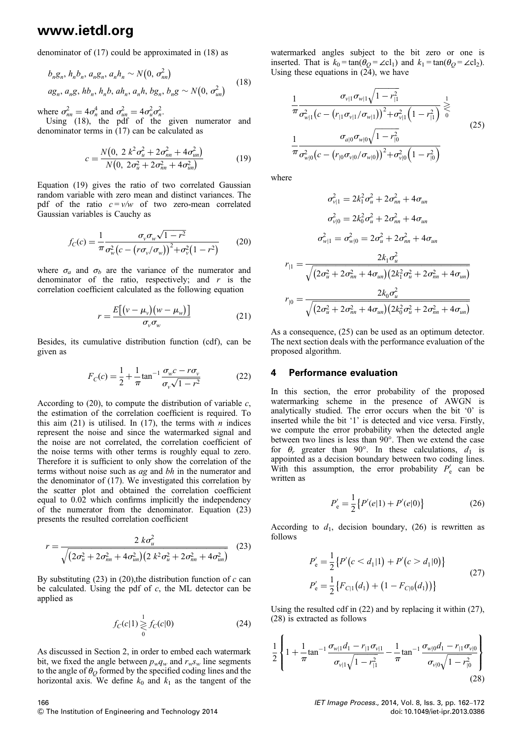denominator of (17) could be approximated in (18) as

$$
\begin{aligned}
&b_n g_n,\ h_n b_n,\ a_n g_n,\ a_n h_n \sim N\left(0,\ \sigma_{nn}^2\right) \\
&a g_n,\ a_n g,\ h b_n,\ h_n b,\ a h_n,\ a_n h,\ b g_n,\ b_n g \sim N\left(0,\ \sigma_{un}^2\right)
\end{aligned} \tag{18}
$$

where $\sigma_{nn}^2 = 4\sigma_n^4$ and $\sigma_{un}^2 = 4\sigma_u^2\sigma_n^2$.

Using (18), the pdf of the given numerator and denominator terms in (17) can be calculated as

$$
c = \frac{N\left(0,\ 2\ k^2\sigma_u^2 + 2\sigma_{nn}^2 + 4\sigma_{un}^2\right)}{N\left(0,\ 2\sigma_u^2 + 2\sigma_{nn}^2 + 4\sigma_{un}^2\right)} \tag{19}
$$

Equation (19) gives the ratio of two correlated Gaussian random variable with zero mean and distinct variances. The pdf of the ratio $c = v/w$ of two zero-mean correlated Gaussian variables is Cauchy as

$$
f_C(c) = \frac{1}{\pi}\frac{\sigma_v\sigma_w\sqrt{1-r^2}}{\sigma_w^2\left(c - \left(r\sigma_v/\sigma_w\right)\right)^2 + \sigma_v^2\left(1-r^2\right)} \tag{20}
$$

where $\sigma_a$ and $\sigma_b$ are the variance of the numerator and denominator of the ratio, respectively; and $r$ is the correlation coefficient calculated as the following equation

$$
r = \frac{E\left[\left(v-\mu_v\right)\left(w-\mu_w\right)\right]}{\sigma_v\sigma_w} \tag{21}
$$

Besides, its cumulative distribution function (cdf), can be given as

$$
F_C(c) = \frac{1}{2} + \frac{1}{\pi}\tan^{-1}\frac{\sigma_w c - r\sigma_v}{\sigma_v\sqrt{1-r^2}} \tag{22}
$$

According to (20), to compute the distribution of variable $c$, the estimation of the correlation coefficient is required. To this aim (21) is utilised. In (17), the terms with $n$ indices represent the noise and since the watermarked signal and the noise are not correlated, the correlation coefficient of the noise terms with other terms is roughly equal to zero. Therefore it is sufficient to only show the correlation of the terms without noise such as $ag$ and $bh$ in the numerator and the denominator of (17). We investigated this correlation by the scatter plot and obtained the correlation coefficient equal to 0.02 which confirms implicitly the independency of the numerator from the denominator. Equation (23) presents the resulted correlation coefficient

$$
r = \frac{2\ k\sigma_u^2}{\sqrt{\left(2\sigma_u^2 + 2\sigma_{nn}^2 + 4\sigma_{un}^2\right)\left(2\ k^2\sigma_u^2 + 2\sigma_{nn}^2 + 4\sigma_{un}^2\right)}} \tag{23}
$$

By substituting (23) in (20),the distribution function of $c$ can be calculated. Using the pdf of $c$, the ML detector can be applied as

$$
f_C(c|1) \underset{0}{\overset{1}{\gtrless}} f_C(c|0) \tag{24}
$$

As discussed in Section 2, in order to embed each watermark bit, we fixed the angle between $p_w q_w$ and $r_w s_w$ line segments to the angle of $\theta_Q$ formed by the specified coding lines and the horizontal axis. We define $k_0$ and $k_1$ as the tangent of the watermarked angles subject to the bit zero or one is inserted. That is $k_0 = \tan(\theta_Q = \angle \mathrm{cl}_1)$ and $k_1 = \tan(\theta_Q = \angle \mathrm{cl}_2)$. Using these equations in (24), we have

$$
\frac{1}{\pi}\frac{\sigma_{v|1}\sigma_{w|1}\sqrt{1-r_{|1}^2}}{\sigma_{w|1}^2\left(c - \left(r_{|1}\sigma_{v|1}/\sigma_{w|1}\right)\right)^2 + \sigma_{v|1}^2\left(1-r_{|1}^2\right)} \underset{0}{\overset{1}{\gtrless}}
\frac{1}{\pi}\frac{\sigma_{a|0}\sigma_{w|0}\sqrt{1-r_{|0}^2}}{\sigma_{w|0}^2\left(c - \left(r_{|0}\sigma_{v|0}/\sigma_{w|0}\right)\right)^2 + \sigma_{v|0}^2\left(1-r_{|0}^2\right)} \tag{25}
$$

where

$$
\begin{aligned}
\sigma_{v|1}^2 &= 2k_1^2\sigma_u^2 + 2\sigma_{nn}^2 + 4\sigma_{un} \\
\sigma_{v|0}^2 &= 2k_0^2\sigma_u^2 + 2\sigma_{nn}^2 + 4\sigma_{un} \\
\sigma_{w|1}^2 = \sigma_{w|0}^2 &= 2\sigma_u^2 + 2\sigma_{nn}^2 + 4\sigma_{un} \\
r_{|1} &= \frac{2k_1\sigma_u^2}{\sqrt{\left(2\sigma_u^2 + 2\sigma_{nn}^2 + 4\sigma_{un}\right)\left(2k_1^2\sigma_u^2 + 2\sigma_{nn}^2 + 4\sigma_{un}\right)}} \\
r_{|0} &= \frac{2k_0\sigma_u^2}{\sqrt{\left(2\sigma_u^2 + 2\sigma_{nn}^2 + 4\sigma_{un}\right)\left(2k_0^2\sigma_u^2 + 2\sigma_{nn}^2 + 4\sigma_{un}\right)}}
\end{aligned}
$$

As a consequence, (25) can be used as an optimum detector. The next section deals with the performance evaluation of the proposed algorithm.

## 4 Performance evaluation

In this section, the error probability of the proposed watermarking scheme in the presence of AWGN is analytically studied. The error occurs when the bit '0' is inserted while the bit '1' is detected and vice versa. Firstly, we compute the error probability when the detected angle between two lines is less than 90°. Then we extend the case for $\theta_r$ greater than 90°. In these calculations, $d_1$ is appointed as a decision boundary between two coding lines. With this assumption, the error probability $P_e'$ can be written as

$$
P_e' = \frac{1}{2}\left\{P'(e|1) + P'(e|0)\right\} \tag{26}
$$

According to $d_1$, decision boundary, (26) is rewritten as follows

$$
\begin{aligned}
P_e' &= \frac{1}{2}\left\{P'\left(c < d_1|1\right) + P'\left(c > d_1|0\right)\right\} \\
P_e' &= \frac{1}{2}\left\{F_{C|1}\left(d_1\right) + \left(1 - F_{C|0}\left(d_1\right)\right)\right\}
\end{aligned} \tag{27}
$$

Using the resulted cdf in (22) and by replacing it within (27), (28) is extracted as follows

$$
\frac{1}{2}\left\{1 + \frac{1}{\pi}\tan^{-1}\frac{\sigma_{w|1}d_1 - r_{|1}\sigma_{v|1}}{\sigma_{v|1}\sqrt{1-r_{|1}^2}} - \frac{1}{\pi}\tan^{-1}\frac{\sigma_{w|0}d_1 - r_{|1}\sigma_{v|0}}{\sigma_{v|0}\sqrt{1-r_{|0}^2}}\right\} \tag{28}
$$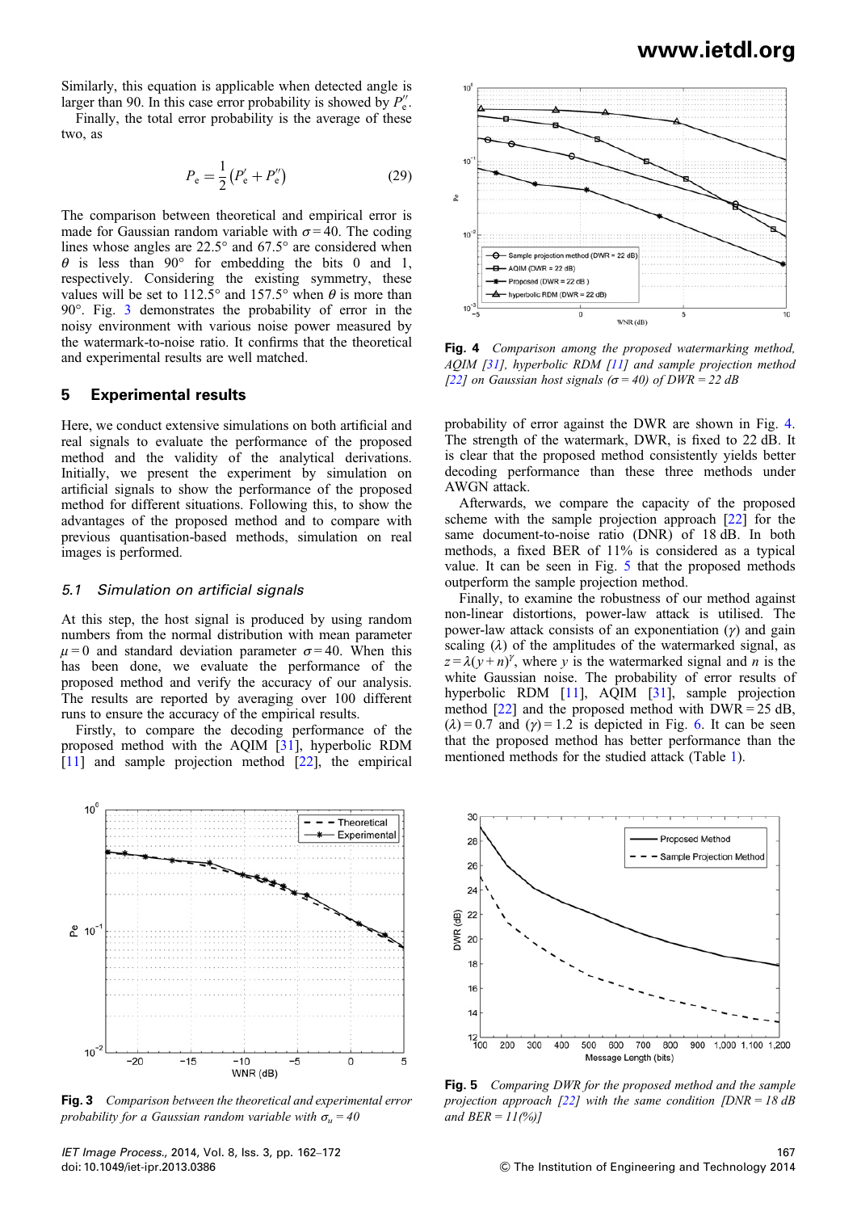Similarly, this equation is applicable when detected angle is larger than 90. In this case error probability is showed by $P''_e$.

Finally, the total error probability is the average of these two, as

$$P_e = \frac{1}{2}\left(P'_e + P''_e\right) \tag{29}$$

The comparison between theoretical and empirical error is made for Gaussian random variable with $\sigma = 40$. The coding lines whose angles are 22.5° and 67.5° are considered when $\theta$ is less than 90° for embedding the bits 0 and 1, respectively. Considering the existing symmetry, these values will be set to 112.5° and 157.5° when $\theta$ is more than 90°. Fig. 3 demonstrates the probability of error in the noisy environment with various noise power measured by the watermark-to-noise ratio. It confirms that the theoretical and experimental results are well matched.

## 5 Experimental results

Here, we conduct extensive simulations on both artificial and real signals to evaluate the performance of the proposed method and the validity of the analytical derivations. Initially, we present the experiment by simulation on artificial signals to show the performance of the proposed method for different situations. Following this, to show the advantages of the proposed method and to compare with previous quantisation-based methods, simulation on real images is performed.

### 5.1 Simulation on artificial signals

At this step, the host signal is produced by using random numbers from the normal distribution with mean parameter $\mu = 0$ and standard deviation parameter $\sigma = 40$. When this has been done, we evaluate the performance of the proposed method and verify the accuracy of our analysis. The results are reported by averaging over 100 different runs to ensure the accuracy of the empirical results.

Firstly, to compare the decoding performance of the proposed method with the AQIM [31], hyperbolic RDM [11] and sample projection method [22], the empirical probability of error against the DWR are shown in Fig. 4. The strength of the watermark, DWR, is fixed to 22 dB. It is clear that the proposed method consistently yields better decoding performance than these three methods under AWGN attack.

Afterwards, we compare the capacity of the proposed scheme with the sample projection approach [22] for the same document-to-noise ratio (DNR) of 18 dB. In both methods, a fixed BER of 11% is considered as a typical value. It can be seen in Fig. 5 that the proposed methods outperform the sample projection method.

Finally, to examine the robustness of our method against non-linear distortions, power-law attack is utilised. The power-law attack consists of an exponentiation ($\gamma$) and gain scaling ($\lambda$) of the amplitudes of the watermarked signal, as $z = \lambda(y + n)^{\gamma}$, where $y$ is the watermarked signal and $n$ is the white Gaussian noise. The probability of error results of hyperbolic RDM [11], AQIM [31], sample projection method [22] and the proposed method with DWR = 25 dB, $(\lambda) = 0.7$ and $(\gamma) = 1.2$ is depicted in Fig. 6. It can be seen that the proposed method has better performance than the mentioned methods for the studied attack (Table 1).

**Fig. 4** *Comparison among the proposed watermarking method, AQIM [31], hyperbolic RDM [11] and sample projection method [22] on Gaussian host signals ($\sigma = 40$) of DWR = 22 dB*

**Fig. 3** *Comparison between the theoretical and experimental error probability for a Gaussian random variable with $\sigma_u = 40$*

**Fig. 5** *Comparing DWR for the proposed method and the sample projection approach [22] with the same condition [DNR = 18 dB and BER = 11(%)]*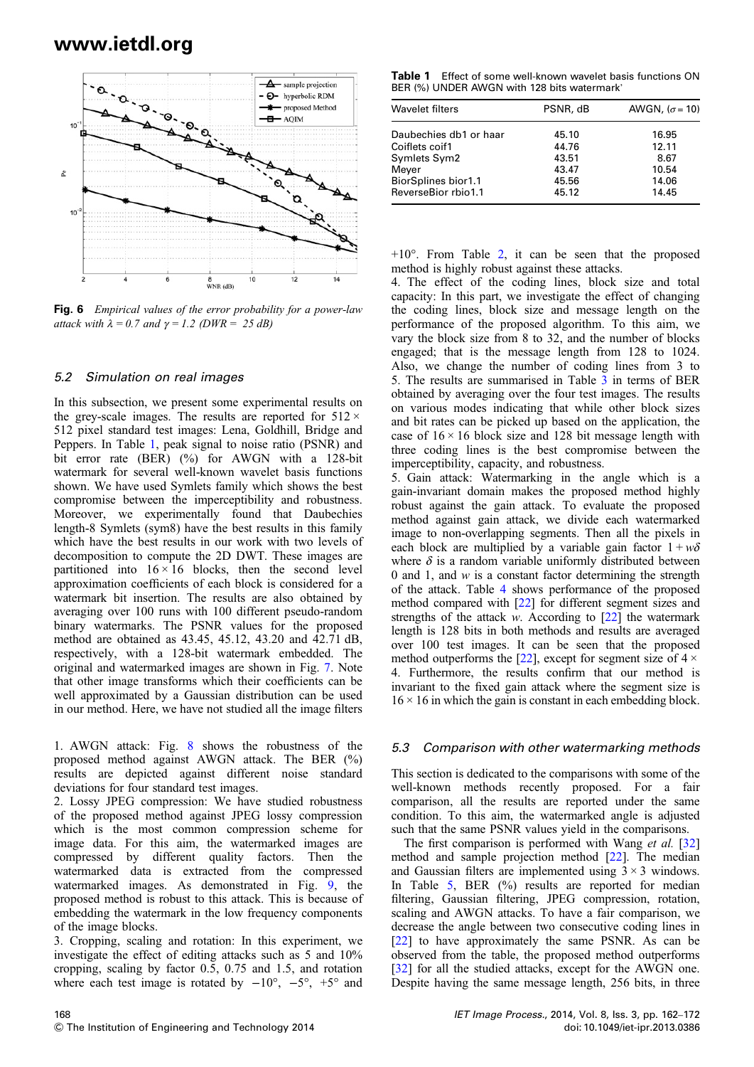**Fig. 6** *Empirical values of the error probability for a power-law attack with λ = 0.7 and γ = 1.2 (DWR = 25 dB)*

### 5.2 Simulation on real images

In this subsection, we present some experimental results on the grey-scale images. The results are reported for 512 × 512 pixel standard test images: Lena, Goldhill, Bridge and Peppers. In Table 1, peak signal to noise ratio (PSNR) and bit error rate (BER) (%) for AWGN with a 128-bit watermark for several well-known wavelet basis functions shown. We have used Symlets family which shows the best compromise between the imperceptibility and robustness. Moreover, we experimentally found that Daubechies length-8 Symlets (sym8) have the best results in this family which have the best results in our work with two levels of decomposition to compute the 2D DWT. These images are partitioned into 16 × 16 blocks, then the second level approximation coefficients of each block is considered for a watermark bit insertion. The results are also obtained by averaging over 100 runs with 100 different pseudo-random binary watermarks. The PSNR values for the proposed method are obtained as 43.45, 45.12, 43.20 and 42.71 dB, respectively, with a 128-bit watermark embedded. The original and watermarked images are shown in Fig. 7. Note that other image transforms which their coefficients can be well approximated by a Gaussian distribution can be used in our method. Here, we have not studied all the image filters

1. AWGN attack: Fig. 8 shows the robustness of the proposed method against AWGN attack. The BER (%) results are depicted against different noise standard deviations for four standard test images.
2. Lossy JPEG compression: We have studied robustness of the proposed method against JPEG lossy compression which is the most common compression scheme for image data. For this aim, the watermarked images are compressed by different quality factors. Then the watermarked data is extracted from the compressed watermarked images. As demonstrated in Fig. 9, the proposed method is robust to this attack. This is because of embedding the watermark in the low frequency components of the image blocks.
3. Cropping, scaling and rotation: In this experiment, we investigate the effect of editing attacks such as 5 and 10% cropping, scaling by factor 0.5, 0.75 and 1.5, and rotation where each test image is rotated by −10°, −5°, +5° and +10°. From Table 2, it can be seen that the proposed method is highly robust against these attacks.
4. The effect of the coding lines, block size and total capacity: In this part, we investigate the effect of changing the coding lines, block size and message length on the performance of the proposed algorithm. To this aim, we vary the block size from 8 to 32, and the number of blocks engaged; that is the message length from 128 to 1024. Also, we change the number of coding lines from 3 to 5. The results are summarised in Table 3 in terms of BER obtained by averaging over the four test images. The results on various modes indicating that while other block sizes and bit rates can be picked up based on the application, the case of 16 × 16 block size and 128 bit message length with three coding lines is the best compromise between the imperceptibility, capacity, and robustness.
5. Gain attack: Watermarking in the angle which is a gain-invariant domain makes the proposed method highly robust against the gain attack. To evaluate the proposed method against gain attack, we divide each watermarked image to non-overlapping segments. Then all the pixels in each block are multiplied by a variable gain factor $1 + w\delta$ where $\delta$ is a random variable uniformly distributed between 0 and 1, and $w$ is a constant factor determining the strength of the attack. Table 4 shows performance of the proposed method compared with [22] for different segment sizes and strengths of the attack $w$. According to [22] the watermark length is 128 bits in both methods and results are averaged over 100 test images. It can be seen that the proposed method outperforms the [22], except for segment size of 4 × 4. Furthermore, the results confirm that our method is invariant to the fixed gain attack where the segment size is 16 × 16 in which the gain is constant in each embedding block.

**Table 1** Effect of some well-known wavelet basis functions ON BER (%) UNDER AWGN with 128 bits watermark'

| Wavelet filters | PSNR, dB | AWGN, ($\sigma = 10$) |
|---|---|---|
| Daubechies db1 or haar | 45.10 | 16.95 |
| Coiflets coif1 | 44.76 | 12.11 |
| Symlets Sym2 | 43.51 | 8.67 |
| Meyer | 43.47 | 10.54 |
| BiorSplines bior1.1 | 45.56 | 14.06 |
| ReverseBior rbio1.1 | 45.12 | 14.45 |

### 5.3 Comparison with other watermarking methods

This section is dedicated to the comparisons with some of the well-known methods recently proposed. For a fair comparison, all the results are reported under the same condition. To this aim, the watermarked angle is adjusted such that the same PSNR values yield in the comparisons.

The first comparison is performed with Wang *et al.* [32] method and sample projection method [22]. The median and Gaussian filters are implemented using 3 × 3 windows. In Table 5, BER (%) results are reported for median filtering, Gaussian filtering, JPEG compression, rotation, scaling and AWGN attacks. To have a fair comparison, we decrease the angle between two consecutive coding lines in [22] to have approximately the same PSNR. As can be observed from the table, the proposed method outperforms [32] for all the studied attacks, except for the AWGN one. Despite having the same message length, 256 bits, in three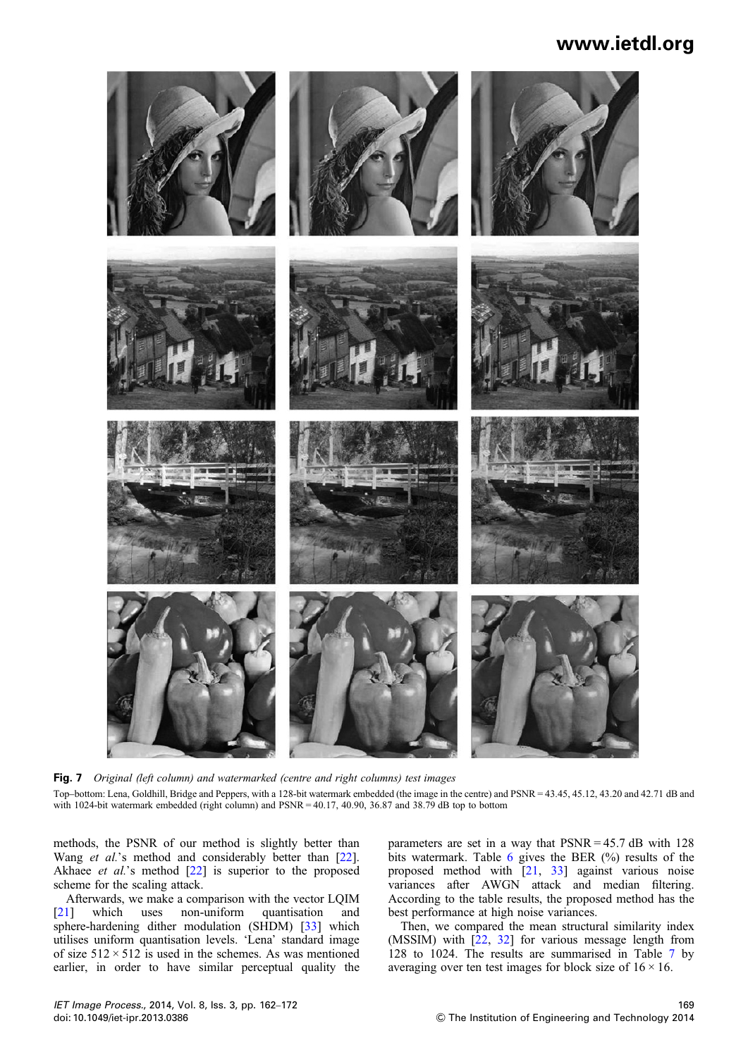**Fig. 7** *Original (left column) and watermarked (centre and right columns) test images*

Top–bottom: Lena, Goldhill, Bridge and Peppers, with a 128-bit watermark embedded (the image in the centre) and PSNR = 43.45, 45.12, 43.20 and 42.71 dB and with 1024-bit watermark embedded (right column) and PSNR = 40.17, 40.90, 36.87 and 38.79 dB top to bottom

methods, the PSNR of our method is slightly better than Wang *et al.*'s method and considerably better than [22]. Akhaee *et al.*'s method [22] is superior to the proposed scheme for the scaling attack.

Afterwards, we make a comparison with the vector LQIM [21] which uses non-uniform quantisation and sphere-hardening dither modulation (SHDM) [33] which utilises uniform quantisation levels. 'Lena' standard image of size 512 × 512 is used in the schemes. As was mentioned earlier, in order to have similar perceptual quality the parameters are set in a way that PSNR = 45.7 dB with 128 bits watermark. Table 6 gives the BER (%) results of the proposed method with [21, 33] against various noise variances after AWGN attack and median filtering. According to the table results, the proposed method has the best performance at high noise variances.

Then, we compared the mean structural similarity index (MSSIM) with [22, 32] for various message length from 128 to 1024. The results are summarised in Table 7 by averaging over ten test images for block size of 16 × 16.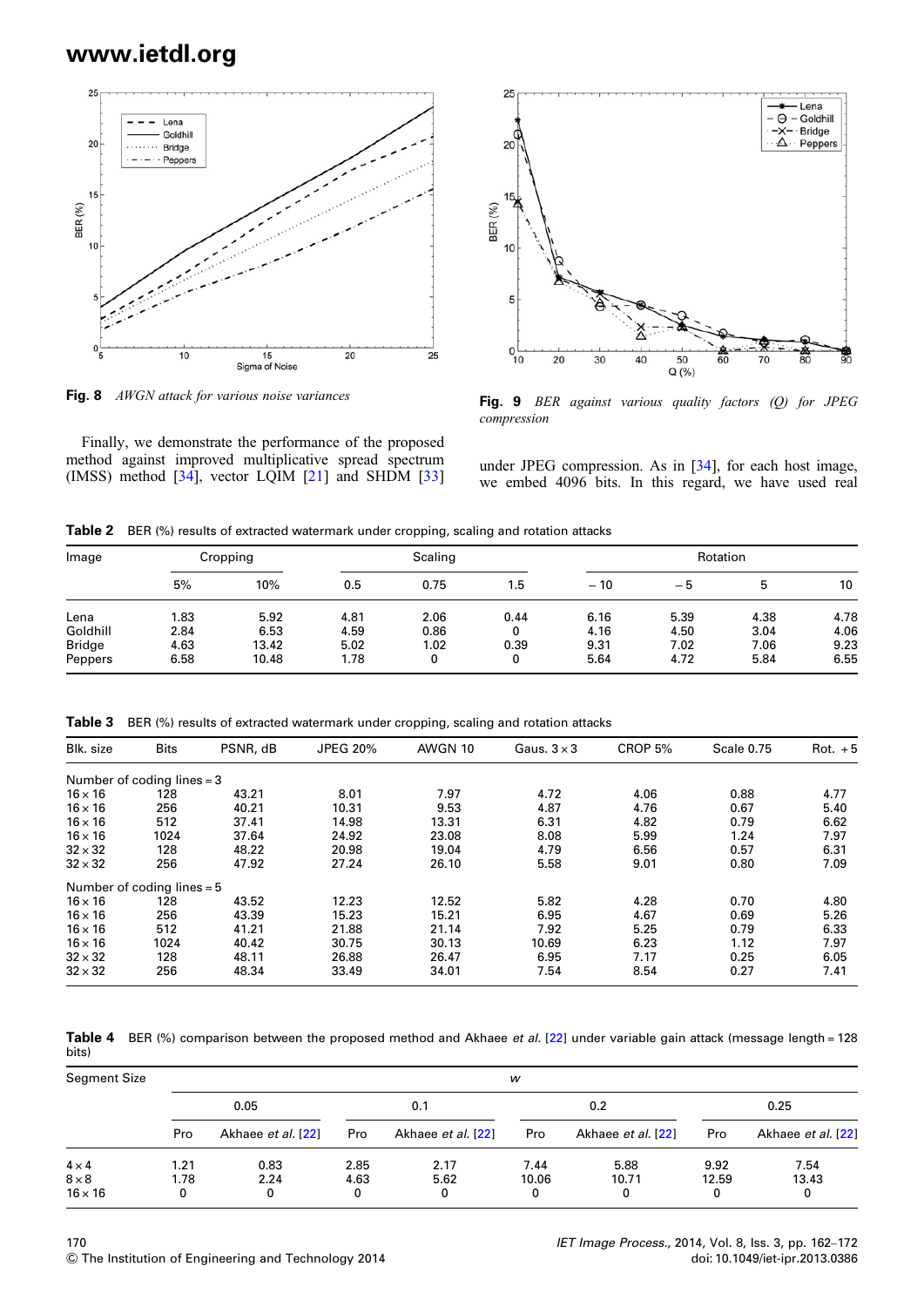Fig. 8 *AWGN attack for various noise variances*

Fig. 9 *BER against various quality factors (Q) for JPEG compression*

Finally, we demonstrate the performance of the proposed method against improved multiplicative spread spectrum (IMSS) method [34], vector LQIM [21] and SHDM [33] under JPEG compression. As in [34], for each host image, we embed 4096 bits. In this regard, we have used real

**Table 2** BER (%) results of extracted watermark under cropping, scaling and rotation attacks

| Image | Cropping | | Scaling | | | Rotation | | | |
|---|---|---|---|---|---|---|---|---|---|
| | 5% | 10% | 0.5 | 0.75 | 1.5 | −10 | −5 | 5 | 10 |
| Lena | 1.83 | 5.92 | 4.81 | 2.06 | 0.44 | 6.16 | 5.39 | 4.38 | 4.78 |
| Goldhill | 2.84 | 6.53 | 4.59 | 0.86 | 0 | 4.16 | 4.50 | 3.04 | 4.06 |
| Bridge | 4.63 | 13.42 | 5.02 | 1.02 | 0.39 | 9.31 | 7.02 | 7.06 | 9.23 |
| Peppers | 6.58 | 10.48 | 1.78 | 0 | 0 | 5.64 | 4.72 | 5.84 | 6.55 |

**Table 3** BER (%) results of extracted watermark under cropping, scaling and rotation attacks

| Blk. size | Bits | PSNR, dB | JPEG 20% | AWGN 10 | Gaus. 3×3 | CROP 5% | Scale 0.75 | Rot. +5 |
|---|---|---|---|---|---|---|---|---|
| Number of coding lines = 3 | | | | | | | | |
| 16×16 | 128 | 43.21 | 8.01 | 7.97 | 4.72 | 4.06 | 0.88 | 4.77 |
| 16×16 | 256 | 40.21 | 10.31 | 9.53 | 4.87 | 4.76 | 0.67 | 5.40 |
| 16×16 | 512 | 37.41 | 14.98 | 13.31 | 6.31 | 4.82 | 0.79 | 6.62 |
| 16×16 | 1024 | 37.64 | 24.92 | 23.08 | 8.08 | 5.99 | 1.24 | 7.97 |
| 32×32 | 128 | 48.22 | 20.98 | 19.04 | 4.79 | 6.56 | 0.57 | 6.31 |
| 32×32 | 256 | 47.92 | 27.24 | 26.10 | 5.58 | 9.01 | 0.80 | 7.09 |
| Number of coding lines = 5 | | | | | | | | |
| 16×16 | 128 | 43.52 | 12.23 | 12.52 | 5.82 | 4.28 | 0.70 | 4.80 |
| 16×16 | 256 | 43.39 | 15.23 | 15.21 | 6.95 | 4.67 | 0.69 | 5.26 |
| 16×16 | 512 | 41.21 | 21.88 | 21.14 | 7.92 | 5.25 | 0.79 | 6.33 |
| 16×16 | 1024 | 40.42 | 30.75 | 30.13 | 10.69 | 6.23 | 1.12 | 7.97 |
| 32×32 | 128 | 48.11 | 26.88 | 26.47 | 6.95 | 7.17 | 0.25 | 6.05 |
| 32×32 | 256 | 48.34 | 33.49 | 34.01 | 7.54 | 8.54 | 0.27 | 7.41 |

**Table 4** BER (%) comparison between the proposed method and Akhaee *et al.* [22] under variable gain attack (message length = 128 bits)

| Segment Size | *w* | | | | | | | |
|---|---|---|---|---|---|---|---|---|
| | 0.05 | | 0.1 | | 0.2 | | 0.25 | |
| | Pro | Akhaee *et al.* [22] | Pro | Akhaee *et al.* [22] | Pro | Akhaee *et al.* [22] | Pro | Akhaee *et al.* [22] |
| 4×4 | 1.21 | 0.83 | 2.85 | 2.17 | 7.44 | 5.88 | 9.92 | 7.54 |
| 8×8 | 1.78 | 2.24 | 4.63 | 5.62 | 10.06 | 10.71 | 12.59 | 13.43 |
| 16×16 | 0 | 0 | 0 | 0 | 0 | 0 | 0 | 0 |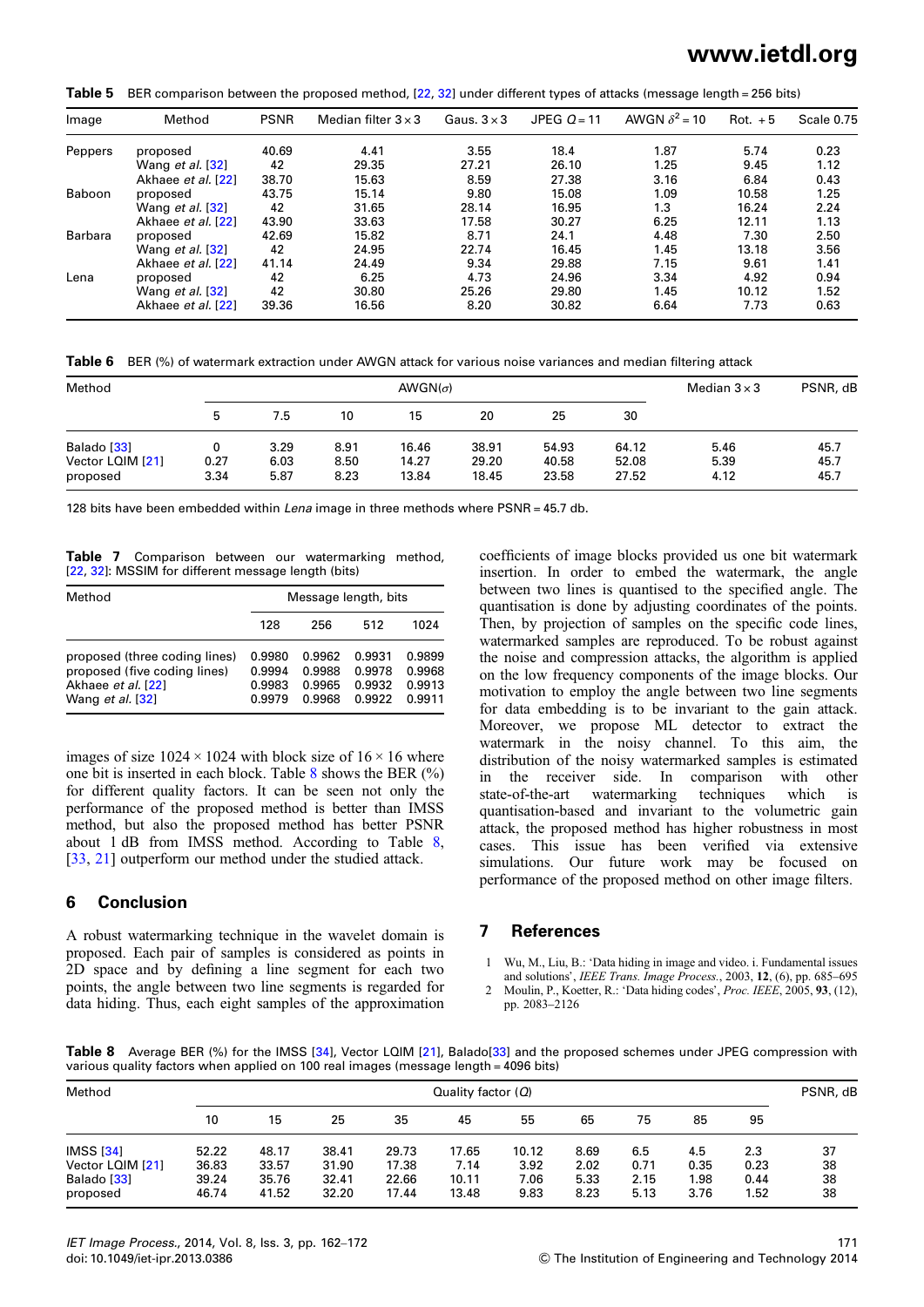**Table 5** BER comparison between the proposed method, [22, 32] under different types of attacks (message length = 256 bits)

| Image | Method | PSNR | Median filter 3 × 3 | Gaus. 3 × 3 | JPEG $Q = 11$ | AWGN $\delta^2 = 10$ | Rot. + 5 | Scale 0.75 |
|---|---|---|---|---|---|---|---|---|
| Peppers | proposed | 40.69 | 4.41 | 3.55 | 18.4 | 1.87 | 5.74 | 0.23 |
| | Wang *et al.* [32] | 42 | 29.35 | 27.21 | 26.10 | 1.25 | 9.45 | 1.12 |
| | Akhaee *et al.* [22] | 38.70 | 15.63 | 8.59 | 27.38 | 3.16 | 6.84 | 0.43 |
| Baboon | proposed | 43.75 | 15.14 | 9.80 | 15.08 | 1.09 | 10.58 | 1.25 |
| | Wang *et al.* [32] | 42 | 31.65 | 28.14 | 16.95 | 1.3 | 16.24 | 2.24 |
| | Akhaee *et al.* [22] | 43.90 | 33.63 | 17.58 | 30.27 | 6.25 | 12.11 | 1.13 |
| Barbara | proposed | 42.69 | 15.82 | 8.71 | 24.1 | 4.48 | 7.30 | 2.50 |
| | Wang *et al.* [32] | 42 | 24.95 | 22.74 | 16.45 | 1.45 | 13.18 | 3.56 |
| | Akhaee *et al.* [22] | 41.14 | 24.49 | 9.34 | 29.88 | 7.15 | 9.61 | 1.41 |
| Lena | proposed | 42 | 6.25 | 4.73 | 24.96 | 3.34 | 4.92 | 0.94 |
| | Wang *et al.* [32] | 42 | 30.80 | 25.26 | 29.80 | 1.45 | 10.12 | 1.52 |
| | Akhaee *et al.* [22] | 39.36 | 16.56 | 8.20 | 30.82 | 6.64 | 7.73 | 0.63 |

**Table 6** BER (%) of watermark extraction under AWGN attack for various noise variances and median filtering attack

| Method | AWGN($\sigma$) | | | | | | | Median 3 × 3 | PSNR, dB |
|---|---|---|---|---|---|---|---|---|---|
| | 5 | 7.5 | 10 | 15 | 20 | 25 | 30 | | |
| Balado [33] | 0 | 3.29 | 8.91 | 16.46 | 38.91 | 54.93 | 64.12 | 5.46 | 45.7 |
| Vector LQIM [21] | 0.27 | 6.03 | 8.50 | 14.27 | 29.20 | 40.58 | 52.08 | 5.39 | 45.7 |
| proposed | 3.34 | 5.87 | 8.23 | 13.84 | 18.45 | 23.58 | 27.52 | 4.12 | 45.7 |

128 bits have been embedded within *Lena* image in three methods where PSNR = 45.7 db.

**Table 7** Comparison between our watermarking method, [22, 32]: MSSIM for different message length (bits)

| Method | Message length, bits | | | |
|---|---|---|---|---|
| | 128 | 256 | 512 | 1024 |
| proposed (three coding lines) | 0.9980 | 0.9962 | 0.9931 | 0.9899 |
| proposed (five coding lines) | 0.9994 | 0.9988 | 0.9978 | 0.9968 |
| Akhaee *et al.* [22] | 0.9983 | 0.9965 | 0.9932 | 0.9913 |
| Wang *et al.* [32] | 0.9979 | 0.9968 | 0.9922 | 0.9911 |

images of size 1024 × 1024 with block size of 16 × 16 where one bit is inserted in each block. Table 8 shows the BER (%) for different quality factors. It can be seen not only the performance of the proposed method is better than IMSS method, but also the proposed method has better PSNR about 1 dB from IMSS method. According to Table 8, [33, 21] outperform our method under the studied attack.

## 6 Conclusion

A robust watermarking technique in the wavelet domain is proposed. Each pair of samples is considered as points in 2D space and by defining a line segment for each two points, the angle between two line segments is regarded for data hiding. Thus, each eight samples of the approximation coefficients of image blocks provided us one bit watermark insertion. In order to embed the watermark, the angle between two lines is quantised to the specified angle. The quantisation is done by adjusting coordinates of the points. Then, by projection of samples on the specific code lines, watermarked samples are reproduced. To be robust against the noise and compression attacks, the algorithm is applied on the low frequency components of the image blocks. Our motivation to employ the angle between two line segments for data embedding is to be invariant to the gain attack. Moreover, we propose ML detector to extract the watermark in the noisy channel. To this aim, the distribution of the noisy watermarked samples is estimated in the receiver side. In comparison with other state-of-the-art watermarking techniques which is quantisation-based and invariant to the volumetric gain attack, the proposed method has higher robustness in most cases. This issue has been verified via extensive simulations. Our future work may be focused on performance of the proposed method on other image filters.

## 7 References

1 Wu, M., Liu, B.: 'Data hiding in image and video. i. Fundamental issues and solutions', *IEEE Trans. Image Process.*, 2003, **12**, (6), pp. 685–695

2 Moulin, P., Koetter, R.: 'Data hiding codes', *Proc. IEEE*, 2005, **93**, (12), pp. 2083–2126

**Table 8** Average BER (%) for the IMSS [34], Vector LQIM [21], Balado[33] and the proposed schemes under JPEG compression with various quality factors when applied on 100 real images (message length = 4096 bits)

| Method | Quality factor ($Q$) | | | | | | | | | | PSNR, dB |
|---|---|---|---|---|---|---|---|---|---|---|---|
| | 10 | 15 | 25 | 35 | 45 | 55 | 65 | 75 | 85 | 95 | |
| IMSS [34] | 52.22 | 48.17 | 38.41 | 29.73 | 17.65 | 10.12 | 8.69 | 6.5 | 4.5 | 2.3 | 37 |
| Vector LQIM [21] | 36.83 | 33.57 | 31.90 | 17.38 | 7.14 | 3.92 | 2.02 | 0.71 | 0.35 | 0.23 | 38 |
| Balado [33] | 39.24 | 35.76 | 32.41 | 22.66 | 10.11 | 7.06 | 5.33 | 2.15 | 1.98 | 0.44 | 38 |
| proposed | 46.74 | 41.52 | 32.20 | 17.44 | 13.48 | 9.83 | 8.23 | 5.13 | 3.76 | 1.52 | 38 |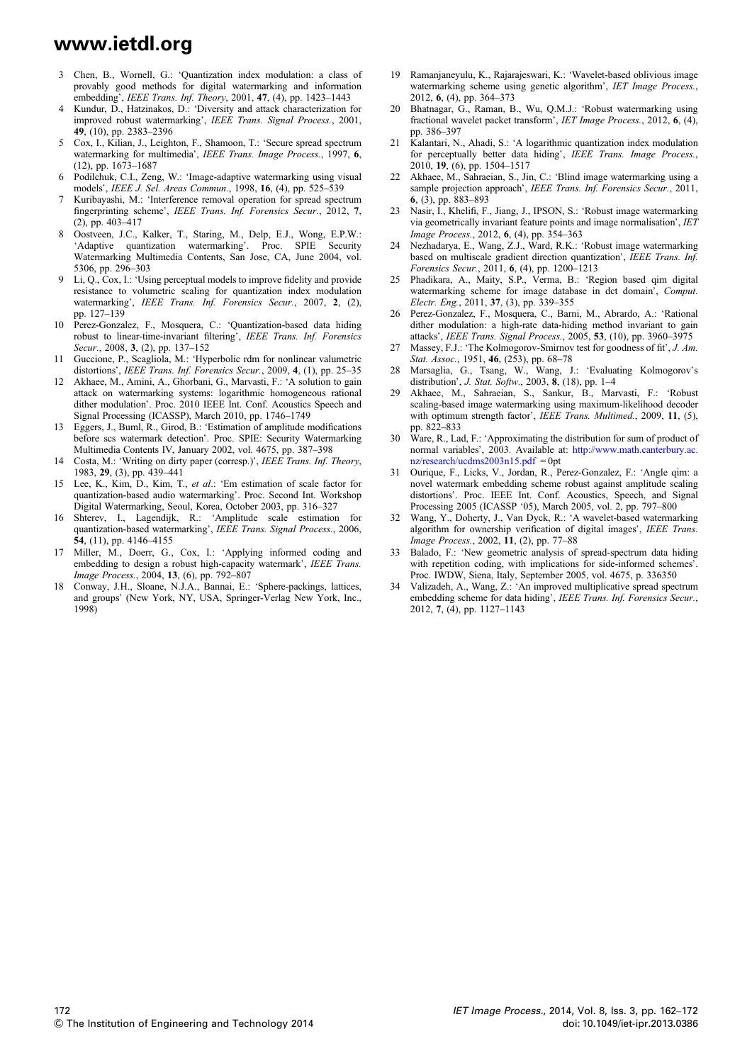3 Chen, B., Wornell, G.: 'Quantization index modulation: a class of provably good methods for digital watermarking and information embedding', *IEEE Trans. Inf. Theory*, 2001, **47**, (4), pp. 1423–1443

4 Kundur, D., Hatzinakos, D.: 'Diversity and attack characterization for improved robust watermarking', *IEEE Trans. Signal Process.*, 2001, **49**, (10), pp. 2383–2396

5 Cox, I., Kilian, J., Leighton, F., Shamoon, T.: 'Secure spread spectrum watermarking for multimedia', *IEEE Trans. Image Process.*, 1997, **6**, (12), pp. 1673–1687

6 Podilchuk, C.I., Zeng, W.: 'Image-adaptive watermarking using visual models', *IEEE J. Sel. Areas Commun.*, 1998, **16**, (4), pp. 525–539

7 Kuribayashi, M.: 'Interference removal operation for spread spectrum fingerprinting scheme', *IEEE Trans. Inf. Forensics Secur.*, 2012, **7**, (2), pp. 403–417

8 Oostveen, J.C., Kalker, T., Staring, M., Delp, E.J., Wong, E.P.W.: 'Adaptive quantization watermarking'. Proc. SPIE Security Watermarking Multimedia Contents, San Jose, CA, June 2004, vol. 5306, pp. 296–303

9 Li, Q., Cox, I.: 'Using perceptual models to improve fidelity and provide resistance to volumetric scaling for quantization index modulation watermarking', *IEEE Trans. Inf. Forensics Secur.*, 2007, **2**, (2), pp. 127–139

10 Perez-Gonzalez, F., Mosquera, C.: 'Quantization-based data hiding robust to linear-time-invariant filtering', *IEEE Trans. Inf. Forensics Secur.*, 2008, **3**, (2), pp. 137–152

11 Guccione, P., Scagliola, M.: 'Hyperbolic rdm for nonlinear valumetric distortions', *IEEE Trans. Inf. Forensics Secur.*, 2009, **4**, (1), pp. 25–35

12 Akhaee, M., Amini, A., Ghorbani, G., Marvasti, F.: 'A solution to gain attack on watermarking systems: logarithmic homogeneous rational dither modulation'. Proc. 2010 IEEE Int. Conf. Acoustics Speech and Signal Processing (ICASSP), March 2010, pp. 1746–1749

13 Eggers, J., Buml, R., Girod, B.: 'Estimation of amplitude modifications before scs watermark detection'. Proc. SPIE: Security Watermarking Multimedia Contents IV, January 2002, vol. 4675, pp. 387–398

14 Costa, M.: 'Writing on dirty paper (corresp.)', *IEEE Trans. Inf. Theory*, 1983, **29**, (3), pp. 439–441

15 Lee, K., Kim, D., Kim, T., *et al.*: 'Em estimation of scale factor for quantization-based audio watermarking'. Proc. Second Int. Workshop Digital Watermarking, Seoul, Korea, October 2003, pp. 316–327

16 Shterev, I., Lagendijk, R.: 'Amplitude scale estimation for quantization-based watermarking', *IEEE Trans. Signal Process.*, 2006, **54**, (11), pp. 4146–4155

17 Miller, M., Doerr, G., Cox, I.: 'Applying informed coding and embedding to design a robust high-capacity watermark', *IEEE Trans. Image Process.*, 2004, **13**, (6), pp. 792–807

18 Conway, J.H., Sloane, N.J.A., Bannai, E.: 'Sphere-packings, lattices, and groups' (New York, NY, USA, Springer-Verlag New York, Inc., 1998)

19 Ramanjaneyulu, K., Rajarajeswari, K.: 'Wavelet-based oblivious image watermarking scheme using genetic algorithm', *IET Image Process.*, 2012, **6**, (4), pp. 364–373

20 Bhatnagar, G., Raman, B., Wu, Q.M.J.: 'Robust watermarking using fractional wavelet packet transform', *IET Image Process.*, 2012, **6**, (4), pp. 386–397

21 Kalantari, N., Ahadi, S.: 'A logarithmic quantization index modulation for perceptually better data hiding', *IEEE Trans. Image Process.*, 2010, **19**, (6), pp. 1504–1517

22 Akhaee, M., Sahraeian, S., Jin, C.: 'Blind image watermarking using a sample projection approach', *IEEE Trans. Inf. Forensics Secur.*, 2011, **6**, (3), pp. 883–893

23 Nasir, I., Khelifi, F., Jiang, J., IPSON, S.: 'Robust image watermarking via geometrically invariant feature points and image normalisation', *IET Image Process.*, 2012, **6**, (4), pp. 354–363

24 Nezhadarya, E., Wang, Z.J., Ward, R.K.: 'Robust image watermarking based on multiscale gradient direction quantization', *IEEE Trans. Inf. Forensics Secur.*, 2011, **6**, (4), pp. 1200–1213

25 Phadikara, A., Maity, S.P., Verma, B.: 'Region based qim digital watermarking scheme for image database in dct domain', *Comput. Electr. Eng.*, 2011, **37**, (3), pp. 339–355

26 Perez-Gonzalez, F., Mosquera, C., Barni, M., Abrardo, A.: 'Rational dither modulation: a high-rate data-hiding method invariant to gain attacks', *IEEE Trans. Signal Process.*, 2005, **53**, (10), pp. 3960–3975

27 Massey, F.J.: 'The Kolmogorov-Smirnov test for goodness of fit', *J. Am. Stat. Assoc.*, 1951, **46**, (253), pp. 68–78

28 Marsaglia, G., Tsang, W., Wang, J.: 'Evaluating Kolmogorov's distribution', *J. Stat. Softw.*, 2003, **8**, (18), pp. 1–4

29 Akhaee, M., Sahraeian, S., Sankur, B., Marvasti, F.: 'Robust scaling-based image watermarking using maximum-likelihood decoder with optimum strength factor', *IEEE Trans. Multimed.*, 2009, **11**, (5), pp. 822–833

30 Ware, R., Lad, F.: 'Approximating the distribution for sum of product of normal variables', 2003. Available at: http://www.math.canterbury.ac.nz/research/ucdms2003n15.pdf = 0pt

31 Ourique, F., Licks, V., Jordan, R., Perez-Gonzalez, F.: 'Angle qim: a novel watermark embedding scheme robust against amplitude scaling distortions'. Proc. IEEE Int. Conf. Acoustics, Speech, and Signal Processing 2005 (ICASSP '05), March 2005, vol. 2, pp. 797–800

32 Wang, Y., Doherty, J., Van Dyck, R.: 'A wavelet-based watermarking algorithm for ownership verification of digital images', *IEEE Trans. Image Process.*, 2002, **11**, (2), pp. 77–88

33 Balado, F.: 'New geometric analysis of spread-spectrum data hiding with repetition coding, with implications for side-informed schemes'. Proc. IWDW, Siena, Italy, September 2005, vol. 4675, p. 336350

34 Valizadeh, A., Wang, Z.: 'An improved multiplicative spread spectrum embedding scheme for data hiding', *IEEE Trans. Inf. Forensics Secur.*, 2012, **7**, (4), pp. 1127–1143